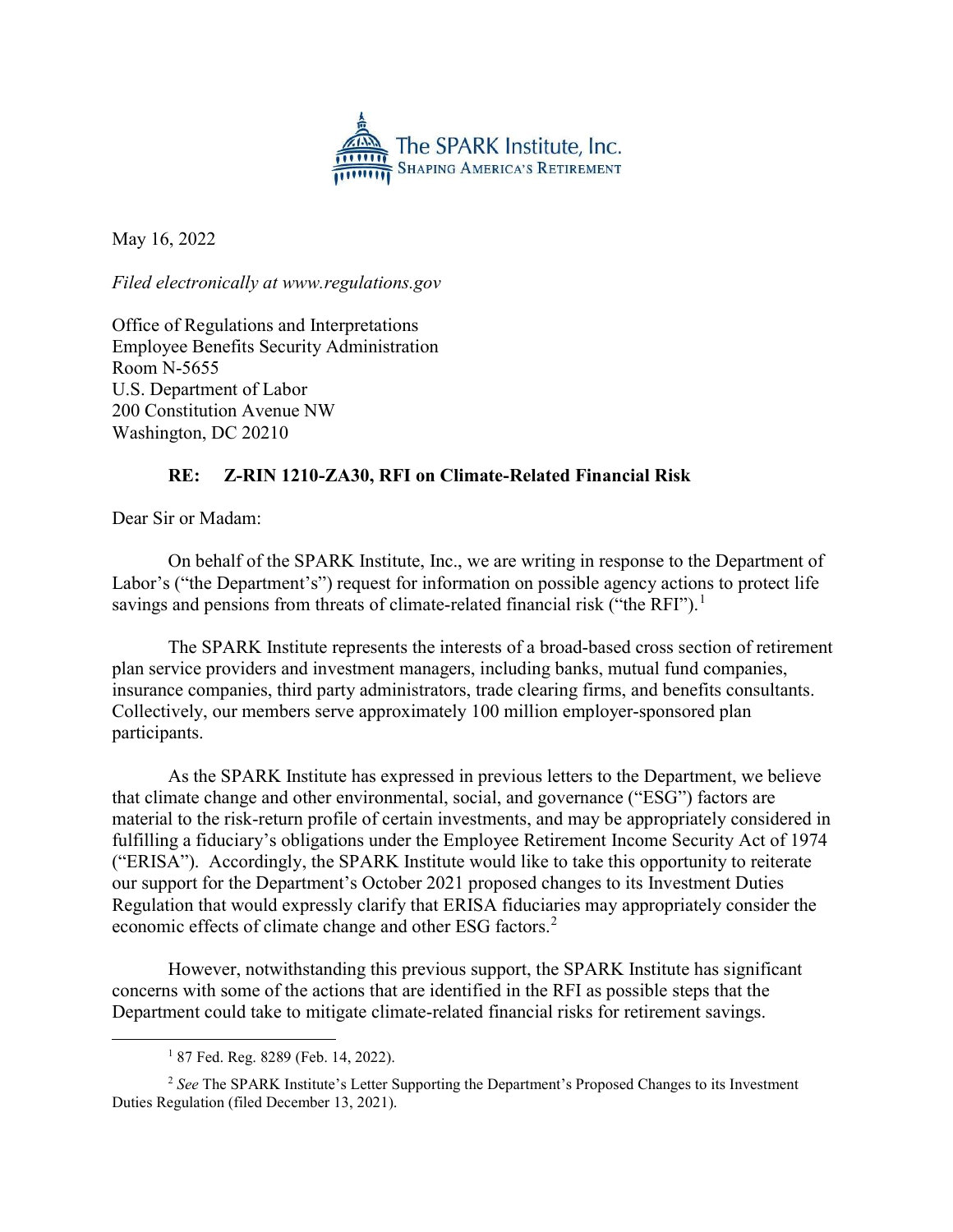The SPARK Institute, Inc.
SHAPING AMERICA'S RETIREMENT

May 16, 2022

*Filed electronically at www.regulations.gov*

Office of Regulations and Interpretations
Employee Benefits Security Administration
Room N-5655
U.S. Department of Labor
200 Constitution Avenue NW
Washington, DC 20210

**RE: Z-RIN 1210-ZA30, RFI on Climate-Related Financial Risk**

Dear Sir or Madam:

On behalf of the SPARK Institute, Inc., we are writing in response to the Department of Labor's ("the Department's") request for information on possible agency actions to protect life savings and pensions from threats of climate-related financial risk ("the RFI").[1]

The SPARK Institute represents the interests of a broad-based cross section of retirement plan service providers and investment managers, including banks, mutual fund companies, insurance companies, third party administrators, trade clearing firms, and benefits consultants. Collectively, our members serve approximately 100 million employer-sponsored plan participants.

As the SPARK Institute has expressed in previous letters to the Department, we believe that climate change and other environmental, social, and governance ("ESG") factors are material to the risk-return profile of certain investments, and may be appropriately considered in fulfilling a fiduciary's obligations under the Employee Retirement Income Security Act of 1974 ("ERISA"). Accordingly, the SPARK Institute would like to take this opportunity to reiterate our support for the Department's October 2021 proposed changes to its Investment Duties Regulation that would expressly clarify that ERISA fiduciaries may appropriately consider the economic effects of climate change and other ESG factors.[2]

However, notwithstanding this previous support, the SPARK Institute has significant concerns with some of the actions that are identified in the RFI as possible steps that the Department could take to mitigate climate-related financial risks for retirement savings.

[1] 87 Fed. Reg. 8289 (Feb. 14, 2022).

[2] *See* The SPARK Institute's Letter Supporting the Department's Proposed Changes to its Investment Duties Regulation (filed December 13, 2021).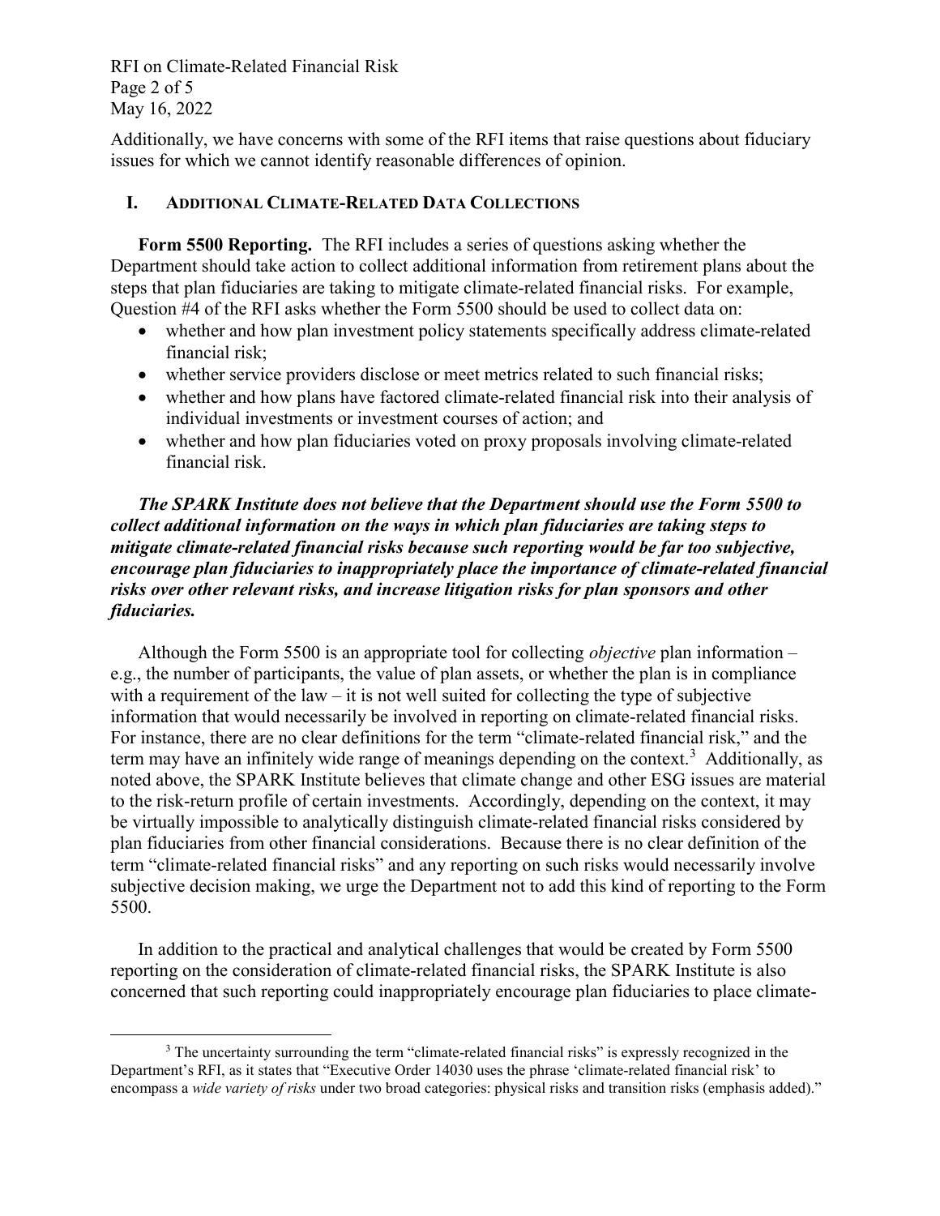Additionally, we have concerns with some of the RFI items that raise questions about fiduciary issues for which we cannot identify reasonable differences of opinion.

## I. Additional Climate-Related Data Collections

**Form 5500 Reporting.** The RFI includes a series of questions asking whether the Department should take action to collect additional information from retirement plans about the steps that plan fiduciaries are taking to mitigate climate-related financial risks. For example, Question #4 of the RFI asks whether the Form 5500 should be used to collect data on:

- whether and how plan investment policy statements specifically address climate-related financial risk;
- whether service providers disclose or meet metrics related to such financial risks;
- whether and how plans have factored climate-related financial risk into their analysis of individual investments or investment courses of action; and
- whether and how plan fiduciaries voted on proxy proposals involving climate-related financial risk.

***The SPARK Institute does not believe that the Department should use the Form 5500 to collect additional information on the ways in which plan fiduciaries are taking steps to mitigate climate-related financial risks because such reporting would be far too subjective, encourage plan fiduciaries to inappropriately place the importance of climate-related financial risks over other relevant risks, and increase litigation risks for plan sponsors and other fiduciaries.***

Although the Form 5500 is an appropriate tool for collecting *objective* plan information – e.g., the number of participants, the value of plan assets, or whether the plan is in compliance with a requirement of the law – it is not well suited for collecting the type of subjective information that would necessarily be involved in reporting on climate-related financial risks. For instance, there are no clear definitions for the term "climate-related financial risk," and the term may have an infinitely wide range of meanings depending on the context.[3] Additionally, as noted above, the SPARK Institute believes that climate change and other ESG issues are material to the risk-return profile of certain investments. Accordingly, depending on the context, it may be virtually impossible to analytically distinguish climate-related financial risks considered by plan fiduciaries from other financial considerations. Because there is no clear definition of the term "climate-related financial risks" and any reporting on such risks would necessarily involve subjective decision making, we urge the Department not to add this kind of reporting to the Form 5500.

In addition to the practical and analytical challenges that would be created by Form 5500 reporting on the consideration of climate-related financial risks, the SPARK Institute is also concerned that such reporting could inappropriately encourage plan fiduciaries to place climate-

[3] The uncertainty surrounding the term "climate-related financial risks" is expressly recognized in the Department's RFI, as it states that "Executive Order 14030 uses the phrase 'climate-related financial risk' to encompass a *wide variety of risks* under two broad categories: physical risks and transition risks (emphasis added)."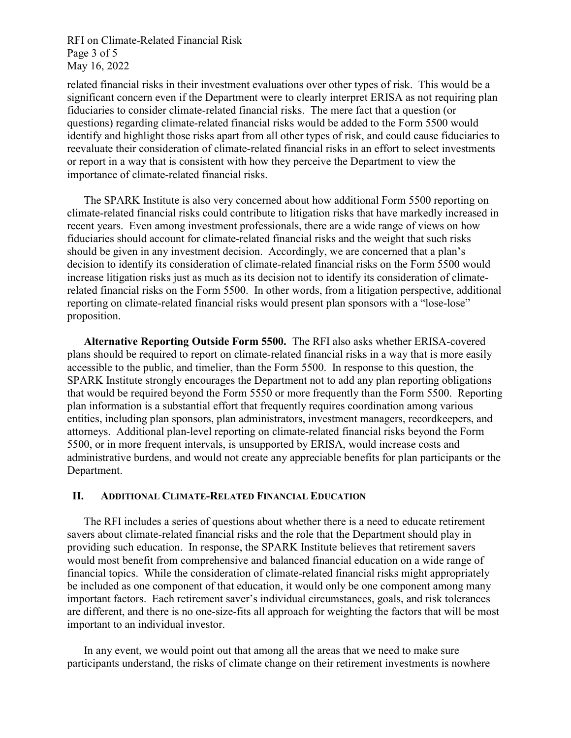related financial risks in their investment evaluations over other types of risk. This would be a significant concern even if the Department were to clearly interpret ERISA as not requiring plan fiduciaries to consider climate-related financial risks. The mere fact that a question (or questions) regarding climate-related financial risks would be added to the Form 5500 would identify and highlight those risks apart from all other types of risk, and could cause fiduciaries to reevaluate their consideration of climate-related financial risks in an effort to select investments or report in a way that is consistent with how they perceive the Department to view the importance of climate-related financial risks.

The SPARK Institute is also very concerned about how additional Form 5500 reporting on climate-related financial risks could contribute to litigation risks that have markedly increased in recent years. Even among investment professionals, there are a wide range of views on how fiduciaries should account for climate-related financial risks and the weight that such risks should be given in any investment decision. Accordingly, we are concerned that a plan's decision to identify its consideration of climate-related financial risks on the Form 5500 would increase litigation risks just as much as its decision not to identify its consideration of climate-related financial risks on the Form 5500. In other words, from a litigation perspective, additional reporting on climate-related financial risks would present plan sponsors with a "lose-lose" proposition.

**Alternative Reporting Outside Form 5500.** The RFI also asks whether ERISA-covered plans should be required to report on climate-related financial risks in a way that is more easily accessible to the public, and timelier, than the Form 5500. In response to this question, the SPARK Institute strongly encourages the Department not to add any plan reporting obligations that would be required beyond the Form 5550 or more frequently than the Form 5500. Reporting plan information is a substantial effort that frequently requires coordination among various entities, including plan sponsors, plan administrators, investment managers, recordkeepers, and attorneys. Additional plan-level reporting on climate-related financial risks beyond the Form 5500, or in more frequent intervals, is unsupported by ERISA, would increase costs and administrative burdens, and would not create any appreciable benefits for plan participants or the Department.

## II. Additional Climate-Related Financial Education

The RFI includes a series of questions about whether there is a need to educate retirement savers about climate-related financial risks and the role that the Department should play in providing such education. In response, the SPARK Institute believes that retirement savers would most benefit from comprehensive and balanced financial education on a wide range of financial topics. While the consideration of climate-related financial risks might appropriately be included as one component of that education, it would only be one component among many important factors. Each retirement saver's individual circumstances, goals, and risk tolerances are different, and there is no one-size-fits all approach for weighting the factors that will be most important to an individual investor.

In any event, we would point out that among all the areas that we need to make sure participants understand, the risks of climate change on their retirement investments is nowhere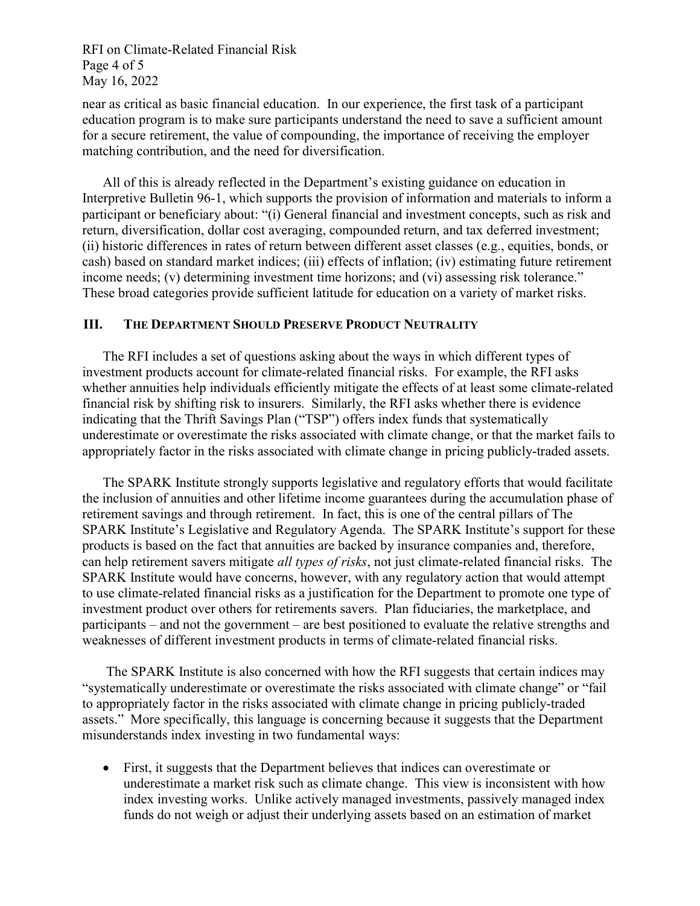near as critical as basic financial education. In our experience, the first task of a participant education program is to make sure participants understand the need to save a sufficient amount for a secure retirement, the value of compounding, the importance of receiving the employer matching contribution, and the need for diversification.

All of this is already reflected in the Department's existing guidance on education in Interpretive Bulletin 96-1, which supports the provision of information and materials to inform a participant or beneficiary about: "(i) General financial and investment concepts, such as risk and return, diversification, dollar cost averaging, compounded return, and tax deferred investment; (ii) historic differences in rates of return between different asset classes (e.g., equities, bonds, or cash) based on standard market indices; (iii) effects of inflation; (iv) estimating future retirement income needs; (v) determining investment time horizons; and (vi) assessing risk tolerance." These broad categories provide sufficient latitude for education on a variety of market risks.

## III. The Department Should Preserve Product Neutrality

The RFI includes a set of questions asking about the ways in which different types of investment products account for climate-related financial risks. For example, the RFI asks whether annuities help individuals efficiently mitigate the effects of at least some climate-related financial risk by shifting risk to insurers. Similarly, the RFI asks whether there is evidence indicating that the Thrift Savings Plan ("TSP") offers index funds that systematically underestimate or overestimate the risks associated with climate change, or that the market fails to appropriately factor in the risks associated with climate change in pricing publicly-traded assets.

The SPARK Institute strongly supports legislative and regulatory efforts that would facilitate the inclusion of annuities and other lifetime income guarantees during the accumulation phase of retirement savings and through retirement. In fact, this is one of the central pillars of The SPARK Institute's Legislative and Regulatory Agenda. The SPARK Institute's support for these products is based on the fact that annuities are backed by insurance companies and, therefore, can help retirement savers mitigate *all types of risks*, not just climate-related financial risks. The SPARK Institute would have concerns, however, with any regulatory action that would attempt to use climate-related financial risks as a justification for the Department to promote one type of investment product over others for retirements savers. Plan fiduciaries, the marketplace, and participants – and not the government – are best positioned to evaluate the relative strengths and weaknesses of different investment products in terms of climate-related financial risks.

The SPARK Institute is also concerned with how the RFI suggests that certain indices may "systematically underestimate or overestimate the risks associated with climate change" or "fail to appropriately factor in the risks associated with climate change in pricing publicly-traded assets." More specifically, this language is concerning because it suggests that the Department misunderstands index investing in two fundamental ways:

- First, it suggests that the Department believes that indices can overestimate or underestimate a market risk such as climate change. This view is inconsistent with how index investing works. Unlike actively managed investments, passively managed index funds do not weigh or adjust their underlying assets based on an estimation of market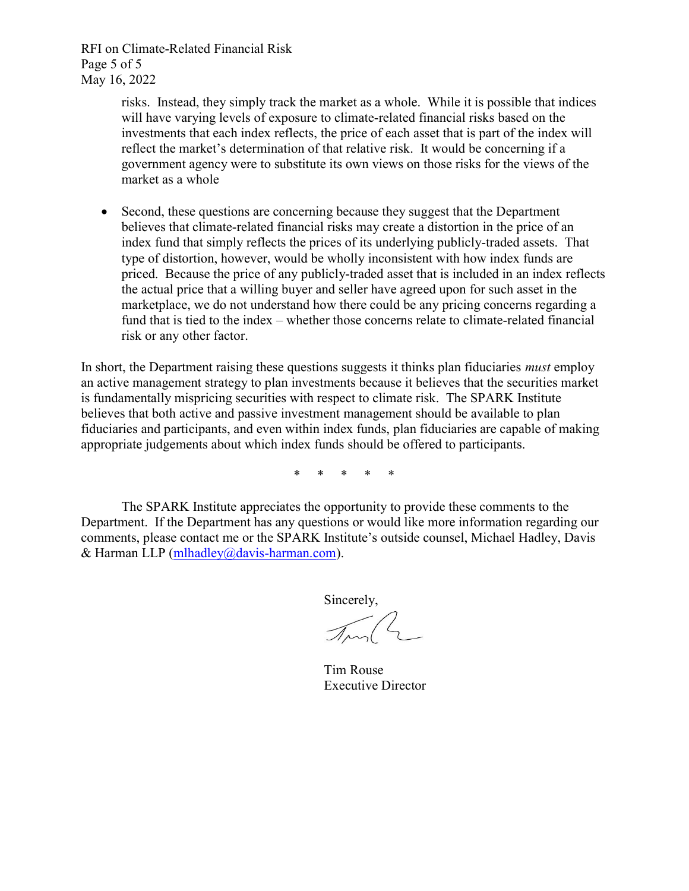risks. Instead, they simply track the market as a whole. While it is possible that indices will have varying levels of exposure to climate-related financial risks based on the investments that each index reflects, the price of each asset that is part of the index will reflect the market's determination of that relative risk. It would be concerning if a government agency were to substitute its own views on those risks for the views of the market as a whole

- Second, these questions are concerning because they suggest that the Department believes that climate-related financial risks may create a distortion in the price of an index fund that simply reflects the prices of its underlying publicly-traded assets. That type of distortion, however, would be wholly inconsistent with how index funds are priced. Because the price of any publicly-traded asset that is included in an index reflects the actual price that a willing buyer and seller have agreed upon for such asset in the marketplace, we do not understand how there could be any pricing concerns regarding a fund that is tied to the index – whether those concerns relate to climate-related financial risk or any other factor.

In short, the Department raising these questions suggests it thinks plan fiduciaries *must* employ an active management strategy to plan investments because it believes that the securities market is fundamentally mispricing securities with respect to climate risk. The SPARK Institute believes that both active and passive investment management should be available to plan fiduciaries and participants, and even within index funds, plan fiduciaries are capable of making appropriate judgements about which index funds should be offered to participants.

\* \* \* \* \*

The SPARK Institute appreciates the opportunity to provide these comments to the Department. If the Department has any questions or would like more information regarding our comments, please contact me or the SPARK Institute's outside counsel, Michael Hadley, Davis & Harman LLP (mlhadley@davis-harman.com).

Sincerely,

Tim Rouse
Executive Director